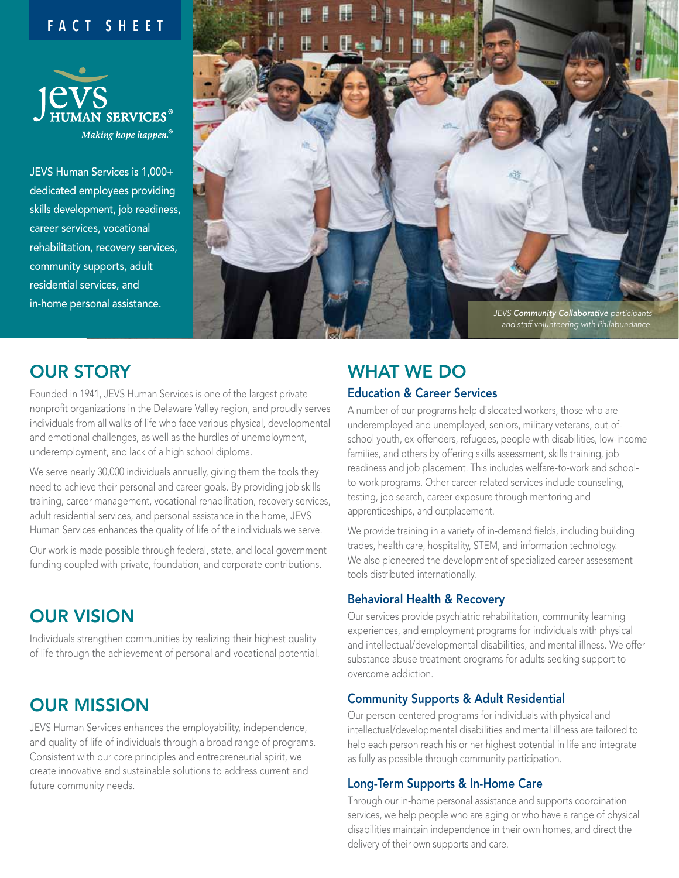FACT SHEET

JEVS HUMAN SERVICES®

*Making hope happen.®*

JEVS Human Services is 1,000+ dedicated employees providing skills development, job readiness, career services, vocational rehabilitation, recovery services, community supports, adult residential services, and in-home personal assistance.

*JEVS **Community Collaborative** participants and staff volunteering with Philabundance.*

## OUR STORY

Founded in 1941, JEVS Human Services is one of the largest private nonprofit organizations in the Delaware Valley region, and proudly serves individuals from all walks of life who face various physical, developmental and emotional challenges, as well as the hurdles of unemployment, underemployment, and lack of a high school diploma.

We serve nearly 30,000 individuals annually, giving them the tools they need to achieve their personal and career goals. By providing job skills training, career management, vocational rehabilitation, recovery services, adult residential services, and personal assistance in the home, JEVS Human Services enhances the quality of life of the individuals we serve.

Our work is made possible through federal, state, and local government funding coupled with private, foundation, and corporate contributions.

## OUR VISION

Individuals strengthen communities by realizing their highest quality of life through the achievement of personal and vocational potential.

## OUR MISSION

JEVS Human Services enhances the employability, independence, and quality of life of individuals through a broad range of programs. Consistent with our core principles and entrepreneurial spirit, we create innovative and sustainable solutions to address current and future community needs.

## WHAT WE DO

### Education & Career Services

A number of our programs help dislocated workers, those who are underemployed and unemployed, seniors, military veterans, out-of-school youth, ex-offenders, refugees, people with disabilities, low-income families, and others by offering skills assessment, skills training, job readiness and job placement. This includes welfare-to-work and school-to-work programs. Other career-related services include counseling, testing, job search, career exposure through mentoring and apprenticeships, and outplacement.

We provide training in a variety of in-demand fields, including building trades, health care, hospitality, STEM, and information technology. We also pioneered the development of specialized career assessment tools distributed internationally.

### Behavioral Health & Recovery

Our services provide psychiatric rehabilitation, community learning experiences, and employment programs for individuals with physical and intellectual/developmental disabilities, and mental illness. We offer substance abuse treatment programs for adults seeking support to overcome addiction.

### Community Supports & Adult Residential

Our person-centered programs for individuals with physical and intellectual/developmental disabilities and mental illness are tailored to help each person reach his or her highest potential in life and integrate as fully as possible through community participation.

### Long-Term Supports & In-Home Care

Through our in-home personal assistance and supports coordination services, we help people who are aging or who have a range of physical disabilities maintain independence in their own homes, and direct the delivery of their own supports and care.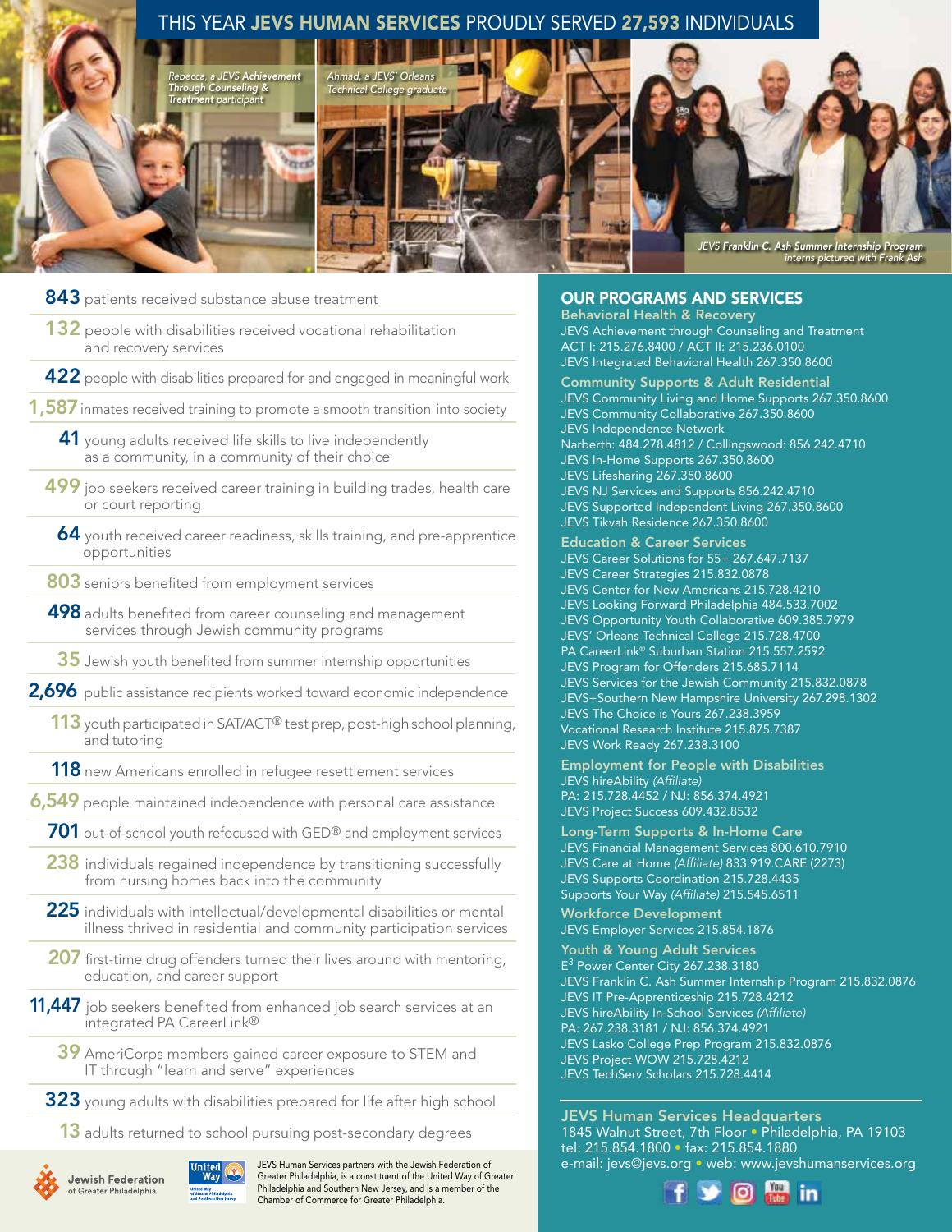# THIS YEAR JEVS HUMAN SERVICES PROUDLY SERVED 27,593 INDIVIDUALS

*Rebecca, a JEVS Achievement Through Counseling & Treatment participant*

*Ahmad, a JEVS' Orleans Technical College graduate*

*JEVS Franklin C. Ash Summer Internship Program interns pictured with Frank Ash*

**843** patients received substance abuse treatment

**132** people with disabilities received vocational rehabilitation and recovery services

**422** people with disabilities prepared for and engaged in meaningful work

**1,587** inmates received training to promote a smooth transition into society

**41** young adults received life skills to live independently as a community, in a community of their choice

**499** job seekers received career training in building trades, health care or court reporting

**64** youth received career readiness, skills training, and pre-apprentice opportunities

**803** seniors benefited from employment services

**498** adults benefited from career counseling and management services through Jewish community programs

**35** Jewish youth benefited from summer internship opportunities

**2,696** public assistance recipients worked toward economic independence

**113** youth participated in SAT/ACT® test prep, post-high school planning, and tutoring

**118** new Americans enrolled in refugee resettlement services

**6,549** people maintained independence with personal care assistance

**701** out-of-school youth refocused with GED® and employment services

**238** individuals regained independence by transitioning successfully from nursing homes back into the community

**225** individuals with intellectual/developmental disabilities or mental illness thrived in residential and community participation services

**207** first-time drug offenders turned their lives around with mentoring, education, and career support

**11,447** job seekers benefited from enhanced job search services at an integrated PA CareerLink®

**39** AmeriCorps members gained career exposure to STEM and IT through "learn and serve" experiences

**323** young adults with disabilities prepared for life after high school

**13** adults returned to school pursuing post-secondary degrees

Jewish Federation of Greater Philadelphia

United Way of Greater Philadelphia and Southern New Jersey

JEVS Human Services partners with the Jewish Federation of Greater Philadelphia, is a constituent of the United Way of Greater Philadelphia and Southern New Jersey, and is a member of the Chamber of Commerce for Greater Philadelphia.

## OUR PROGRAMS AND SERVICES

### Behavioral Health & Recovery

JEVS Achievement through Counseling and Treatment
ACT I: 215.276.8400 / ACT II: 215.236.0100
JEVS Integrated Behavioral Health 267.350.8600

### Community Supports & Adult Residential

JEVS Community Living and Home Supports 267.350.8600
JEVS Community Collaborative 267.350.8600
JEVS Independence Network
Narberth: 484.278.4812 / Collingswood: 856.242.4710
JEVS In-Home Supports 267.350.8600
JEVS Lifesharing 267.350.8600
JEVS NJ Services and Supports 856.242.4710
JEVS Supported Independent Living 267.350.8600
JEVS Tikvah Residence 267.350.8600

### Education & Career Services

JEVS Career Solutions for 55+ 267.647.7137
JEVS Career Strategies 215.832.0878
JEVS Center for New Americans 215.728.4210
JEVS Looking Forward Philadelphia 484.533.7002
JEVS Opportunity Youth Collaborative 609.385.7979
JEVS' Orleans Technical College 215.728.4700
PA CareerLink® Suburban Station 215.557.2592
JEVS Program for Offenders 215.685.7114
JEVS Services for the Jewish Community 215.832.0878
JEVS+Southern New Hampshire University 267.298.1302
JEVS The Choice is Yours 267.238.3959
Vocational Research Institute 215.875.7387
JEVS Work Ready 267.238.3100

### Employment for People with Disabilities

JEVS hireAbility *(Affiliate)*
PA: 215.728.4452 / NJ: 856.374.4921
JEVS Project Success 609.432.8532

### Long-Term Supports & In-Home Care

JEVS Financial Management Services 800.610.7910
JEVS Care at Home *(Affiliate)* 833.919.CARE (2273)
JEVS Supports Coordination 215.728.4435
Supports Your Way *(Affiliate)* 215.545.6511

### Workforce Development

JEVS Employer Services 215.854.1876

### Youth & Young Adult Services

$E^3$ Power Center City 267.238.3180
JEVS Franklin C. Ash Summer Internship Program 215.832.0876
JEVS IT Pre-Apprenticeship 215.728.4212
JEVS hireAbility In-School Services *(Affiliate)*
PA: 267.238.3181 / NJ: 856.374.4921
JEVS Lasko College Prep Program 215.832.0876
JEVS Project WOW 215.728.4212
JEVS TechServ Scholars 215.728.4414

### JEVS Human Services Headquarters

1845 Walnut Street, 7th Floor • Philadelphia, PA 19103
tel: 215.854.1800 • fax: 215.854.1880
e-mail: jevs@jevs.org • web: www.jevshumanservices.org